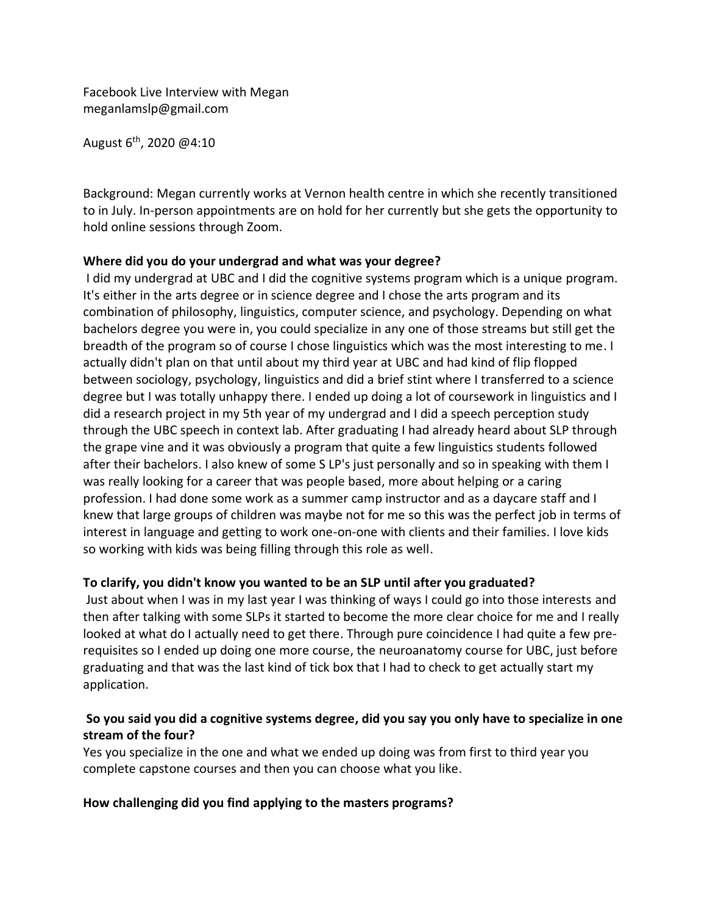Facebook Live Interview with Megan
meganlamslp@gmail.com

August 6th, 2020 @4:10

Background: Megan currently works at Vernon health centre in which she recently transitioned to in July. In-person appointments are on hold for her currently but she gets the opportunity to hold online sessions through Zoom.

**Where did you do your undergrad and what was your degree?**

I did my undergrad at UBC and I did the cognitive systems program which is a unique program. It's either in the arts degree or in science degree and I chose the arts program and its combination of philosophy, linguistics, computer science, and psychology. Depending on what bachelors degree you were in, you could specialize in any one of those streams but still get the breadth of the program so of course I chose linguistics which was the most interesting to me. I actually didn't plan on that until about my third year at UBC and had kind of flip flopped between sociology, psychology, linguistics and did a brief stint where I transferred to a science degree but I was totally unhappy there. I ended up doing a lot of coursework in linguistics and I did a research project in my 5th year of my undergrad and I did a speech perception study through the UBC speech in context lab. After graduating I had already heard about SLP through the grape vine and it was obviously a program that quite a few linguistics students followed after their bachelors. I also knew of some S LP's just personally and so in speaking with them I was really looking for a career that was people based, more about helping or a caring profession. I had done some work as a summer camp instructor and as a daycare staff and I knew that large groups of children was maybe not for me so this was the perfect job in terms of interest in language and getting to work one-on-one with clients and their families. I love kids so working with kids was being filling through this role as well.

**To clarify, you didn't know you wanted to be an SLP until after you graduated?**

Just about when I was in my last year I was thinking of ways I could go into those interests and then after talking with some SLPs it started to become the more clear choice for me and I really looked at what do I actually need to get there. Through pure coincidence I had quite a few pre-requisites so I ended up doing one more course, the neuroanatomy course for UBC, just before graduating and that was the last kind of tick box that I had to check to get actually start my application.

**So you said you did a cognitive systems degree, did you say you only have to specialize in one stream of the four?**

Yes you specialize in the one and what we ended up doing was from first to third year you complete capstone courses and then you can choose what you like.

**How challenging did you find applying to the masters programs?**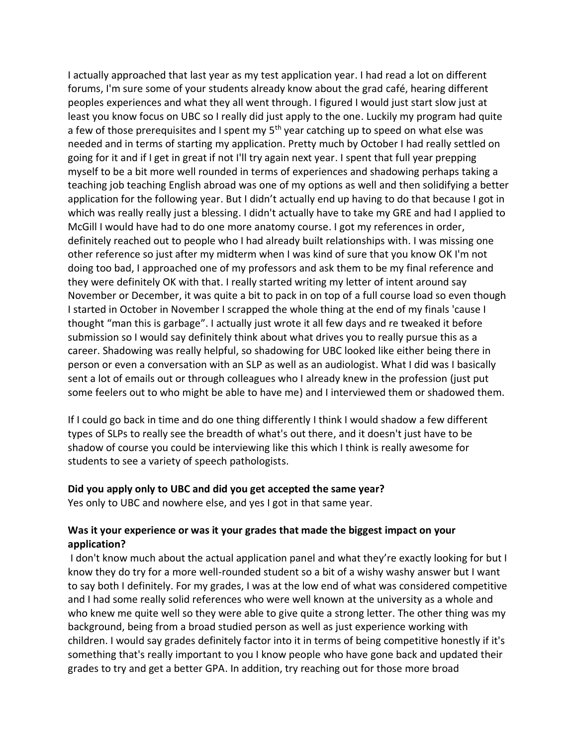I actually approached that last year as my test application year. I had read a lot on different forums, I'm sure some of your students already know about the grad café, hearing different peoples experiences and what they all went through. I figured I would just start slow just at least you know focus on UBC so I really did just apply to the one. Luckily my program had quite a few of those prerequisites and I spent my 5th year catching up to speed on what else was needed and in terms of starting my application. Pretty much by October I had really settled on going for it and if I get in great if not I'll try again next year. I spent that full year prepping myself to be a bit more well rounded in terms of experiences and shadowing perhaps taking a teaching job teaching English abroad was one of my options as well and then solidifying a better application for the following year. But I didn't actually end up having to do that because I got in which was really really just a blessing. I didn't actually have to take my GRE and had I applied to McGill I would have had to do one more anatomy course. I got my references in order, definitely reached out to people who I had already built relationships with. I was missing one other reference so just after my midterm when I was kind of sure that you know OK I'm not doing too bad, I approached one of my professors and ask them to be my final reference and they were definitely OK with that. I really started writing my letter of intent around say November or December, it was quite a bit to pack in on top of a full course load so even though I started in October in November I scrapped the whole thing at the end of my finals 'cause I thought "man this is garbage". I actually just wrote it all few days and re tweaked it before submission so I would say definitely think about what drives you to really pursue this as a career. Shadowing was really helpful, so shadowing for UBC looked like either being there in person or even a conversation with an SLP as well as an audiologist. What I did was I basically sent a lot of emails out or through colleagues who I already knew in the profession (just put some feelers out to who might be able to have me) and I interviewed them or shadowed them.

If I could go back in time and do one thing differently I think I would shadow a few different types of SLPs to really see the breadth of what's out there, and it doesn't just have to be shadow of course you could be interviewing like this which I think is really awesome for students to see a variety of speech pathologists.

**Did you apply only to UBC and did you get accepted the same year?**
Yes only to UBC and nowhere else, and yes I got in that same year.

**Was it your experience or was it your grades that made the biggest impact on your application?**
I don't know much about the actual application panel and what they're exactly looking for but I know they do try for a more well-rounded student so a bit of a wishy washy answer but I want to say both I definitely. For my grades, I was at the low end of what was considered competitive and I had some really solid references who were well known at the university as a whole and who knew me quite well so they were able to give quite a strong letter. The other thing was my background, being from a broad studied person as well as just experience working with children. I would say grades definitely factor into it in terms of being competitive honestly if it's something that's really important to you I know people who have gone back and updated their grades to try and get a better GPA. In addition, try reaching out for those more broad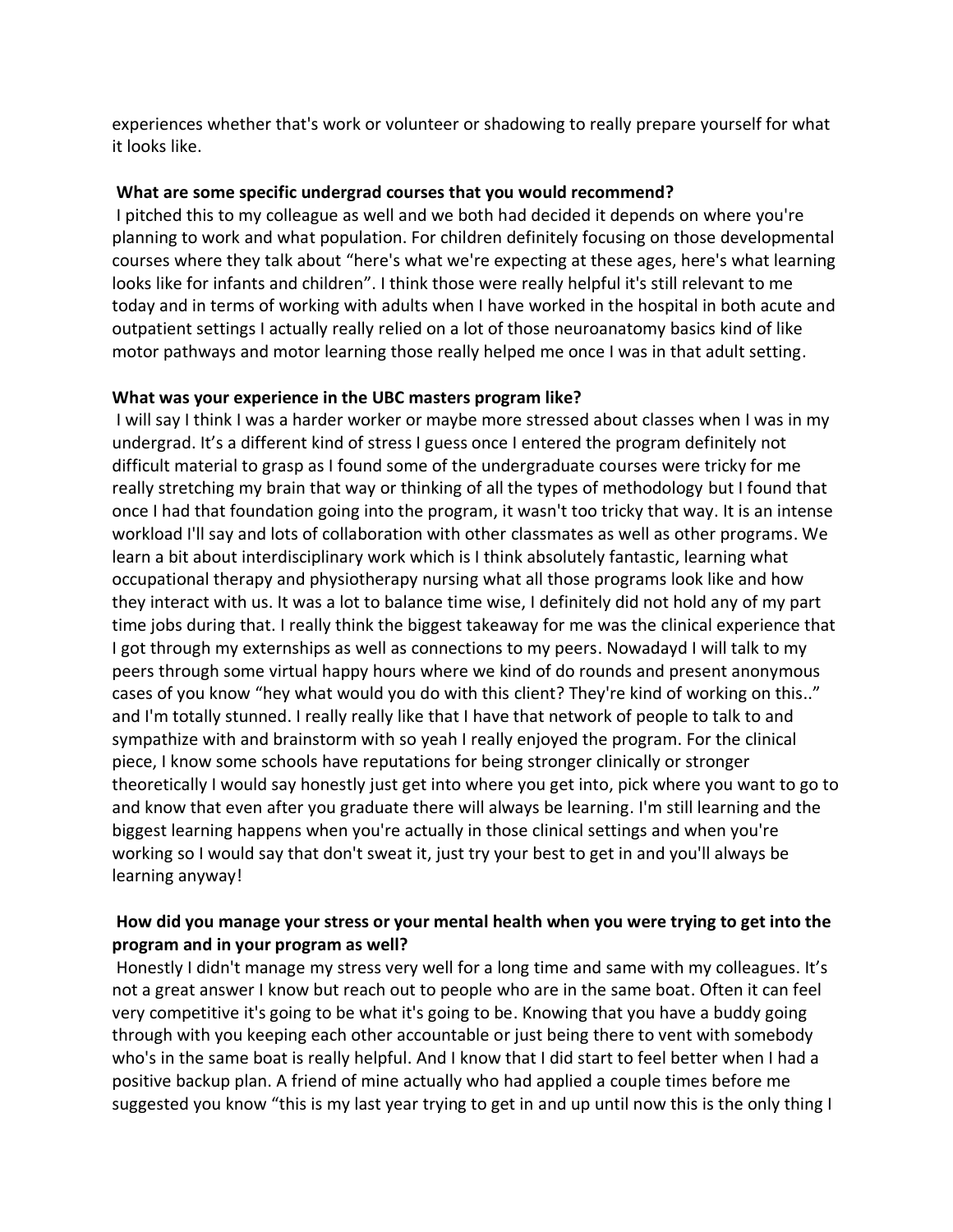experiences whether that's work or volunteer or shadowing to really prepare yourself for what it looks like.

**What are some specific undergrad courses that you would recommend?**

I pitched this to my colleague as well and we both had decided it depends on where you're planning to work and what population. For children definitely focusing on those developmental courses where they talk about "here's what we're expecting at these ages, here's what learning looks like for infants and children". I think those were really helpful it's still relevant to me today and in terms of working with adults when I have worked in the hospital in both acute and outpatient settings I actually really relied on a lot of those neuroanatomy basics kind of like motor pathways and motor learning those really helped me once I was in that adult setting.

**What was your experience in the UBC masters program like?**

I will say I think I was a harder worker or maybe more stressed about classes when I was in my undergrad. It's a different kind of stress I guess once I entered the program definitely not difficult material to grasp as I found some of the undergraduate courses were tricky for me really stretching my brain that way or thinking of all the types of methodology but I found that once I had that foundation going into the program, it wasn't too tricky that way. It is an intense workload I'll say and lots of collaboration with other classmates as well as other programs. We learn a bit about interdisciplinary work which is I think absolutely fantastic, learning what occupational therapy and physiotherapy nursing what all those programs look like and how they interact with us. It was a lot to balance time wise, I definitely did not hold any of my part time jobs during that. I really think the biggest takeaway for me was the clinical experience that I got through my externships as well as connections to my peers. Nowadayd I will talk to my peers through some virtual happy hours where we kind of do rounds and present anonymous cases of you know "hey what would you do with this client? They're kind of working on this.." and I'm totally stunned. I really really like that I have that network of people to talk to and sympathize with and brainstorm with so yeah I really enjoyed the program. For the clinical piece, I know some schools have reputations for being stronger clinically or stronger theoretically I would say honestly just get into where you get into, pick where you want to go to and know that even after you graduate there will always be learning. I'm still learning and the biggest learning happens when you're actually in those clinical settings and when you're working so I would say that don't sweat it, just try your best to get in and you'll always be learning anyway!

**How did you manage your stress or your mental health when you were trying to get into the program and in your program as well?**

Honestly I didn't manage my stress very well for a long time and same with my colleagues. It's not a great answer I know but reach out to people who are in the same boat. Often it can feel very competitive it's going to be what it's going to be. Knowing that you have a buddy going through with you keeping each other accountable or just being there to vent with somebody who's in the same boat is really helpful. And I know that I did start to feel better when I had a positive backup plan. A friend of mine actually who had applied a couple times before me suggested you know "this is my last year trying to get in and up until now this is the only thing I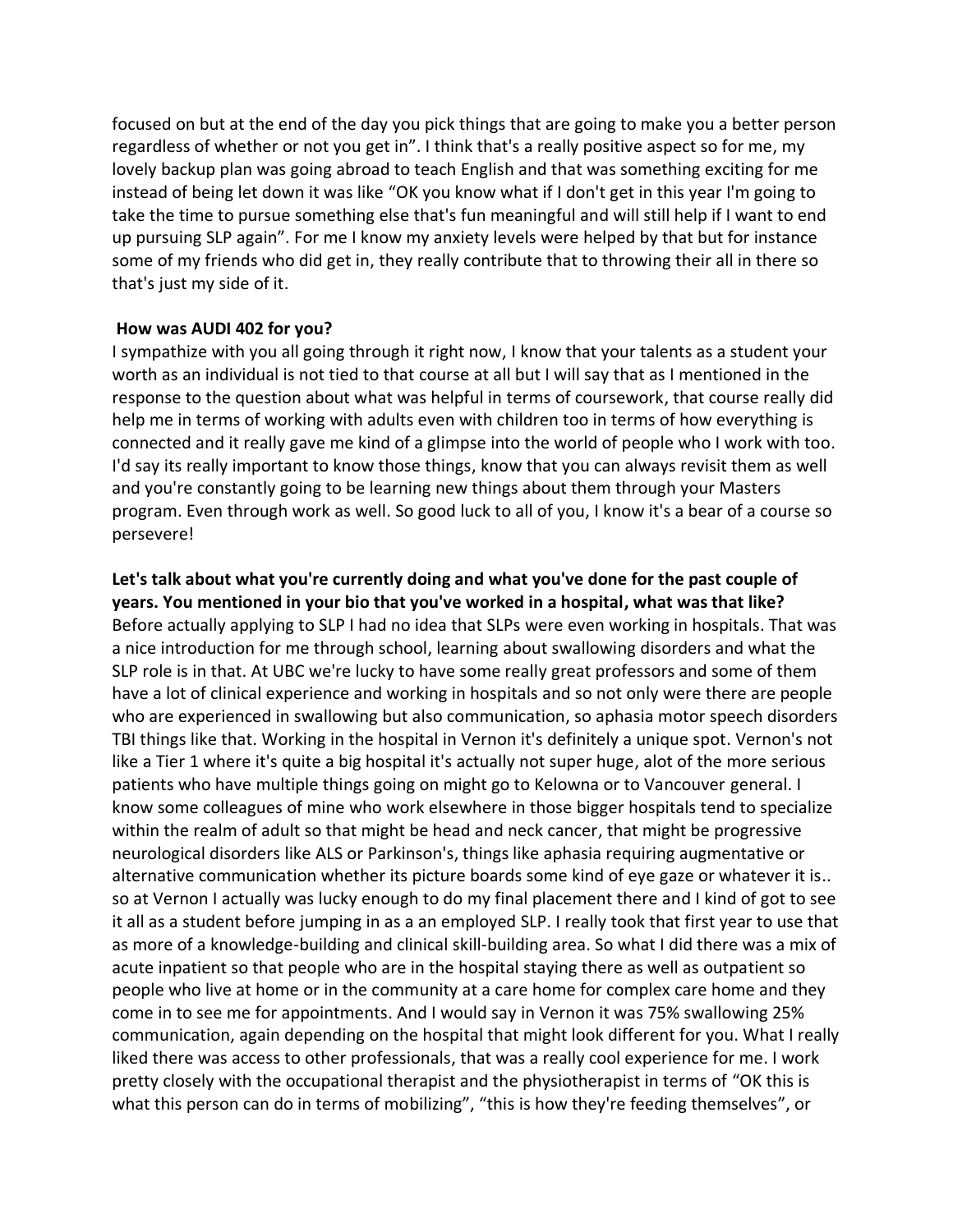focused on but at the end of the day you pick things that are going to make you a better person regardless of whether or not you get in". I think that's a really positive aspect so for me, my lovely backup plan was going abroad to teach English and that was something exciting for me instead of being let down it was like "OK you know what if I don't get in this year I'm going to take the time to pursue something else that's fun meaningful and will still help if I want to end up pursuing SLP again". For me I know my anxiety levels were helped by that but for instance some of my friends who did get in, they really contribute that to throwing their all in there so that's just my side of it.

**How was AUDI 402 for you?**

I sympathize with you all going through it right now, I know that your talents as a student your worth as an individual is not tied to that course at all but I will say that as I mentioned in the response to the question about what was helpful in terms of coursework, that course really did help me in terms of working with adults even with children too in terms of how everything is connected and it really gave me kind of a glimpse into the world of people who I work with too. I'd say its really important to know those things, know that you can always revisit them as well and you're constantly going to be learning new things about them through your Masters program. Even through work as well. So good luck to all of you, I know it's a bear of a course so persevere!

**Let's talk about what you're currently doing and what you've done for the past couple of years. You mentioned in your bio that you've worked in a hospital, what was that like?**

Before actually applying to SLP I had no idea that SLPs were even working in hospitals. That was a nice introduction for me through school, learning about swallowing disorders and what the SLP role is in that. At UBC we're lucky to have some really great professors and some of them have a lot of clinical experience and working in hospitals and so not only were there are people who are experienced in swallowing but also communication, so aphasia motor speech disorders TBI things like that. Working in the hospital in Vernon it's definitely a unique spot. Vernon's not like a Tier 1 where it's quite a big hospital it's actually not super huge, alot of the more serious patients who have multiple things going on might go to Kelowna or to Vancouver general. I know some colleagues of mine who work elsewhere in those bigger hospitals tend to specialize within the realm of adult so that might be head and neck cancer, that might be progressive neurological disorders like ALS or Parkinson's, things like aphasia requiring augmentative or alternative communication whether its picture boards some kind of eye gaze or whatever it is.. so at Vernon I actually was lucky enough to do my final placement there and I kind of got to see it all as a student before jumping in as a an employed SLP. I really took that first year to use that as more of a knowledge-building and clinical skill-building area. So what I did there was a mix of acute inpatient so that people who are in the hospital staying there as well as outpatient so people who live at home or in the community at a care home for complex care home and they come in to see me for appointments. And I would say in Vernon it was 75% swallowing 25% communication, again depending on the hospital that might look different for you. What I really liked there was access to other professionals, that was a really cool experience for me. I work pretty closely with the occupational therapist and the physiotherapist in terms of "OK this is what this person can do in terms of mobilizing", "this is how they're feeding themselves", or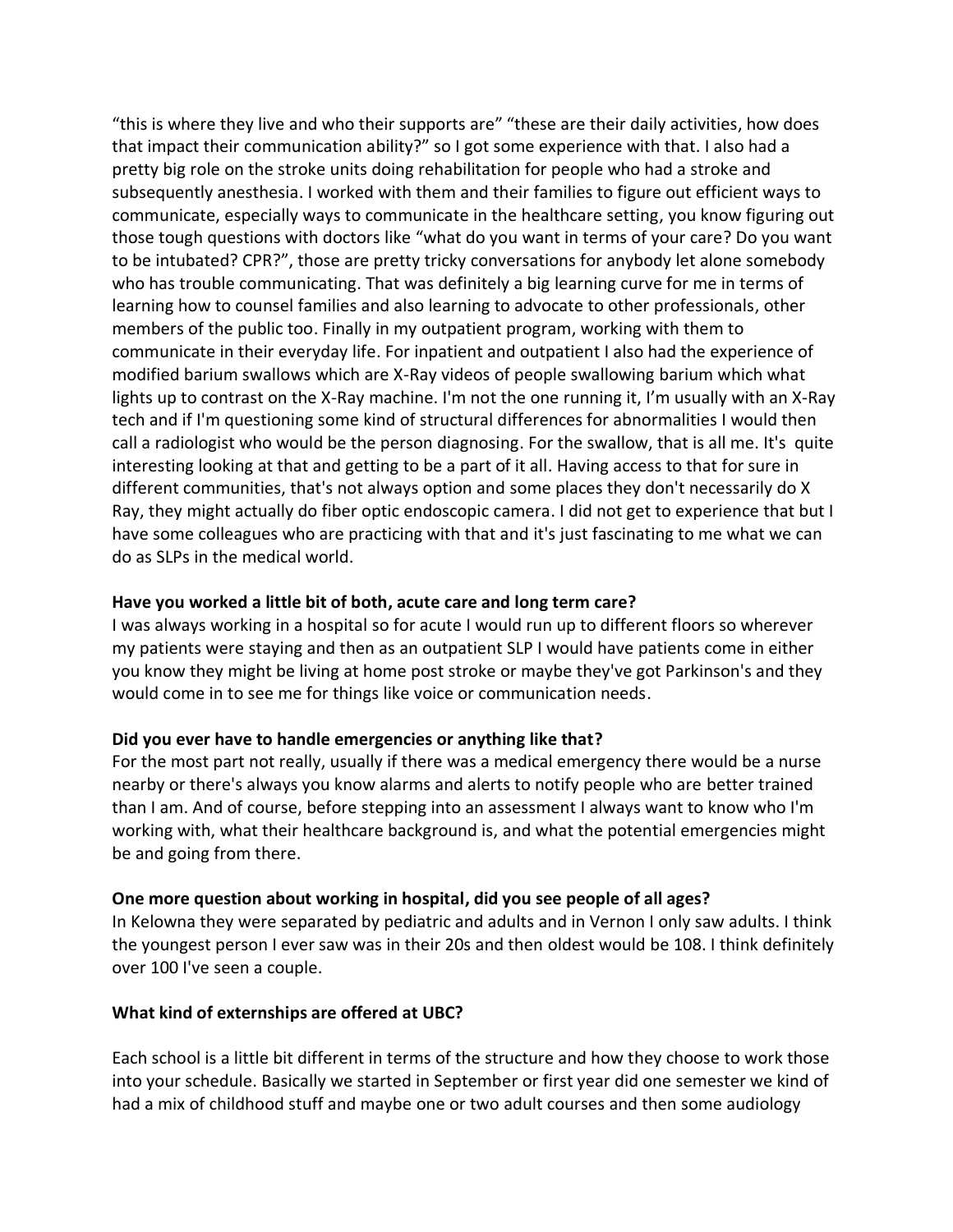"this is where they live and who their supports are" "these are their daily activities, how does that impact their communication ability?" so I got some experience with that. I also had a pretty big role on the stroke units doing rehabilitation for people who had a stroke and subsequently anesthesia. I worked with them and their families to figure out efficient ways to communicate, especially ways to communicate in the healthcare setting, you know figuring out those tough questions with doctors like "what do you want in terms of your care? Do you want to be intubated? CPR?", those are pretty tricky conversations for anybody let alone somebody who has trouble communicating. That was definitely a big learning curve for me in terms of learning how to counsel families and also learning to advocate to other professionals, other members of the public too. Finally in my outpatient program, working with them to communicate in their everyday life. For inpatient and outpatient I also had the experience of modified barium swallows which are X-Ray videos of people swallowing barium which what lights up to contrast on the X-Ray machine. I'm not the one running it, I'm usually with an X-Ray tech and if I'm questioning some kind of structural differences for abnormalities I would then call a radiologist who would be the person diagnosing. For the swallow, that is all me. It's quite interesting looking at that and getting to be a part of it all. Having access to that for sure in different communities, that's not always option and some places they don't necessarily do X Ray, they might actually do fiber optic endoscopic camera. I did not get to experience that but I have some colleagues who are practicing with that and it's just fascinating to me what we can do as SLPs in the medical world.

**Have you worked a little bit of both, acute care and long term care?**

I was always working in a hospital so for acute I would run up to different floors so wherever my patients were staying and then as an outpatient SLP I would have patients come in either you know they might be living at home post stroke or maybe they've got Parkinson's and they would come in to see me for things like voice or communication needs.

**Did you ever have to handle emergencies or anything like that?**

For the most part not really, usually if there was a medical emergency there would be a nurse nearby or there's always you know alarms and alerts to notify people who are better trained than I am. And of course, before stepping into an assessment I always want to know who I'm working with, what their healthcare background is, and what the potential emergencies might be and going from there.

**One more question about working in hospital, did you see people of all ages?**

In Kelowna they were separated by pediatric and adults and in Vernon I only saw adults. I think the youngest person I ever saw was in their 20s and then oldest would be 108. I think definitely over 100 I've seen a couple.

**What kind of externships are offered at UBC?**

Each school is a little bit different in terms of the structure and how they choose to work those into your schedule. Basically we started in September or first year did one semester we kind of had a mix of childhood stuff and maybe one or two adult courses and then some audiology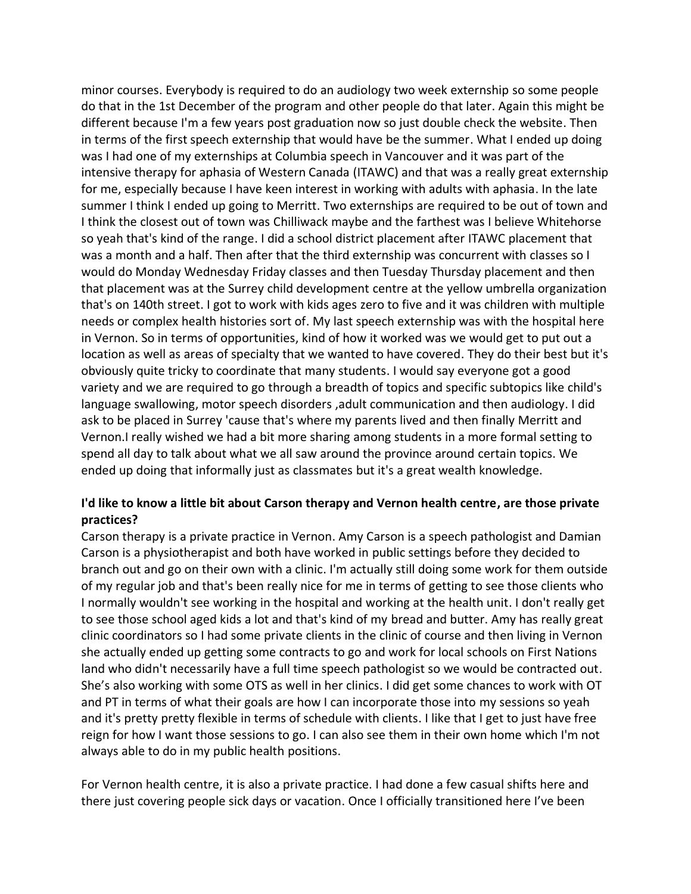minor courses. Everybody is required to do an audiology two week externship so some people do that in the 1st December of the program and other people do that later. Again this might be different because I'm a few years post graduation now so just double check the website. Then in terms of the first speech externship that would have be the summer. What I ended up doing was I had one of my externships at Columbia speech in Vancouver and it was part of the intensive therapy for aphasia of Western Canada (ITAWC) and that was a really great externship for me, especially because I have keen interest in working with adults with aphasia. In the late summer I think I ended up going to Merritt. Two externships are required to be out of town and I think the closest out of town was Chilliwack maybe and the farthest was I believe Whitehorse so yeah that's kind of the range. I did a school district placement after ITAWC placement that was a month and a half. Then after that the third externship was concurrent with classes so I would do Monday Wednesday Friday classes and then Tuesday Thursday placement and then that placement was at the Surrey child development centre at the yellow umbrella organization that's on 140th street. I got to work with kids ages zero to five and it was children with multiple needs or complex health histories sort of. My last speech externship was with the hospital here in Vernon. So in terms of opportunities, kind of how it worked was we would get to put out a location as well as areas of specialty that we wanted to have covered. They do their best but it's obviously quite tricky to coordinate that many students. I would say everyone got a good variety and we are required to go through a breadth of topics and specific subtopics like child's language swallowing, motor speech disorders ,adult communication and then audiology. I did ask to be placed in Surrey 'cause that's where my parents lived and then finally Merritt and Vernon.I really wished we had a bit more sharing among students in a more formal setting to spend all day to talk about what we all saw around the province around certain topics. We ended up doing that informally just as classmates but it's a great wealth knowledge.

**I'd like to know a little bit about Carson therapy and Vernon health centre, are those private practices?**

Carson therapy is a private practice in Vernon. Amy Carson is a speech pathologist and Damian Carson is a physiotherapist and both have worked in public settings before they decided to branch out and go on their own with a clinic. I'm actually still doing some work for them outside of my regular job and that's been really nice for me in terms of getting to see those clients who I normally wouldn't see working in the hospital and working at the health unit. I don't really get to see those school aged kids a lot and that's kind of my bread and butter. Amy has really great clinic coordinators so I had some private clients in the clinic of course and then living in Vernon she actually ended up getting some contracts to go and work for local schools on First Nations land who didn't necessarily have a full time speech pathologist so we would be contracted out. She's also working with some OTS as well in her clinics. I did get some chances to work with OT and PT in terms of what their goals are how I can incorporate those into my sessions so yeah and it's pretty pretty flexible in terms of schedule with clients. I like that I get to just have free reign for how I want those sessions to go. I can also see them in their own home which I'm not always able to do in my public health positions.

For Vernon health centre, it is also a private practice. I had done a few casual shifts here and there just covering people sick days or vacation. Once I officially transitioned here I've been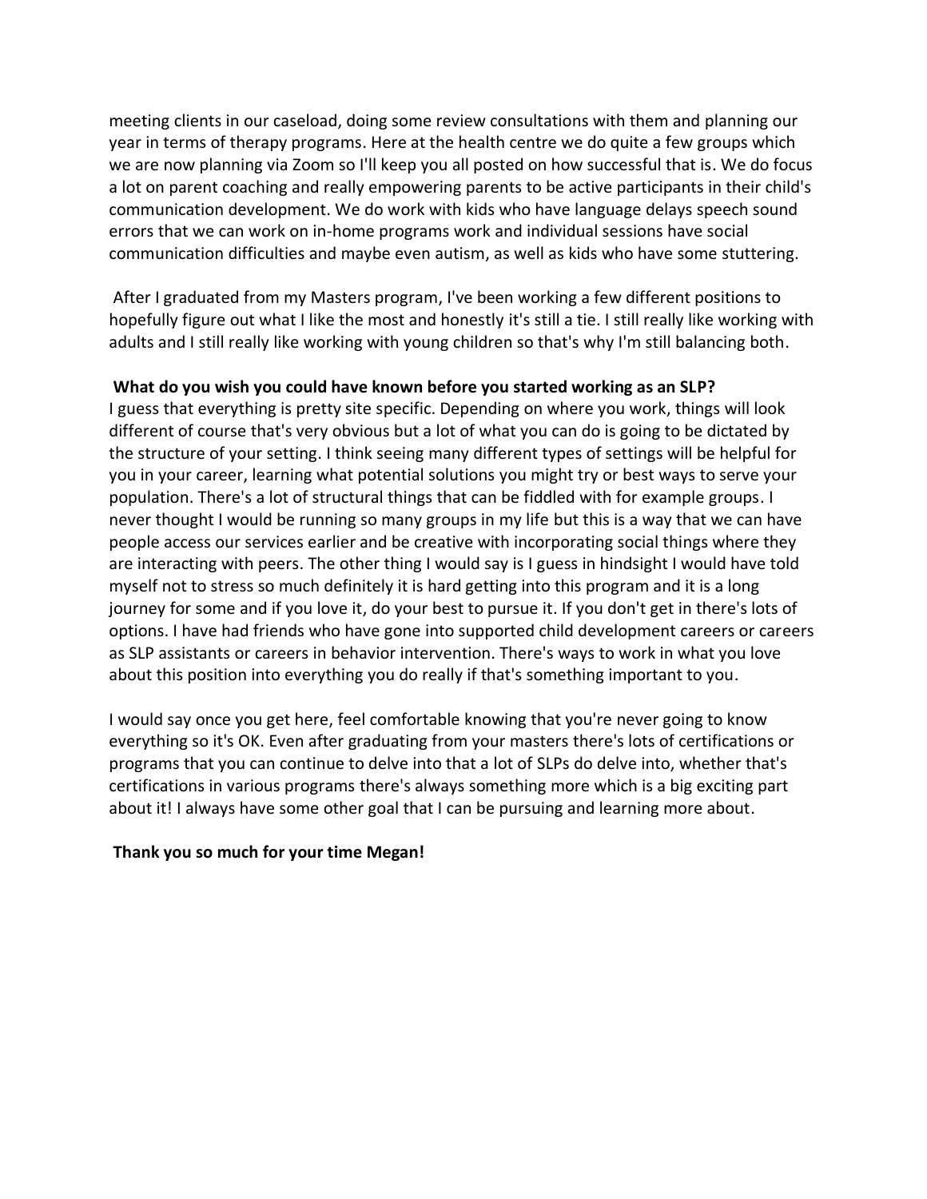meeting clients in our caseload, doing some review consultations with them and planning our year in terms of therapy programs. Here at the health centre we do quite a few groups which we are now planning via Zoom so I'll keep you all posted on how successful that is. We do focus a lot on parent coaching and really empowering parents to be active participants in their child's communication development. We do work with kids who have language delays speech sound errors that we can work on in-home programs work and individual sessions have social communication difficulties and maybe even autism, as well as kids who have some stuttering.

After I graduated from my Masters program, I've been working a few different positions to hopefully figure out what I like the most and honestly it's still a tie. I still really like working with adults and I still really like working with young children so that's why I'm still balancing both.

**What do you wish you could have known before you started working as an SLP?**

I guess that everything is pretty site specific. Depending on where you work, things will look different of course that's very obvious but a lot of what you can do is going to be dictated by the structure of your setting. I think seeing many different types of settings will be helpful for you in your career, learning what potential solutions you might try or best ways to serve your population. There's a lot of structural things that can be fiddled with for example groups. I never thought I would be running so many groups in my life but this is a way that we can have people access our services earlier and be creative with incorporating social things where they are interacting with peers. The other thing I would say is I guess in hindsight I would have told myself not to stress so much definitely it is hard getting into this program and it is a long journey for some and if you love it, do your best to pursue it. If you don't get in there's lots of options. I have had friends who have gone into supported child development careers or careers as SLP assistants or careers in behavior intervention. There's ways to work in what you love about this position into everything you do really if that's something important to you.

I would say once you get here, feel comfortable knowing that you're never going to know everything so it's OK. Even after graduating from your masters there's lots of certifications or programs that you can continue to delve into that a lot of SLPs do delve into, whether that's certifications in various programs there's always something more which is a big exciting part about it! I always have some other goal that I can be pursuing and learning more about.

**Thank you so much for your time Megan!**